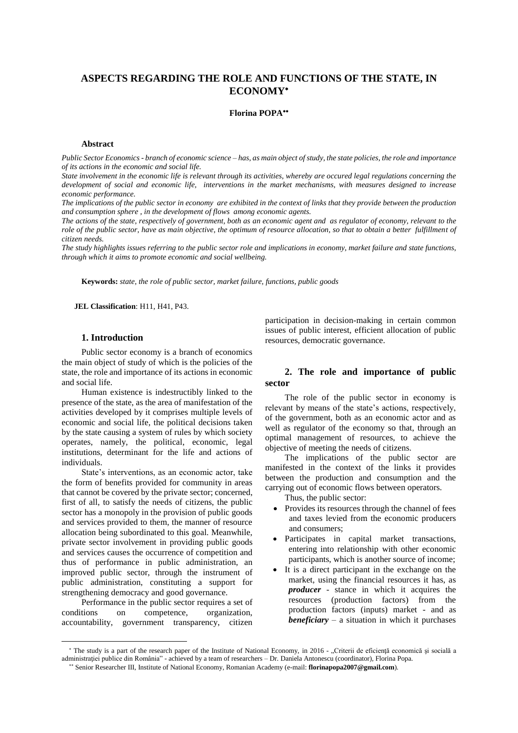# ASPECTS REGARDING THE ROLE AND FUNCTIONS OF THE STATE, IN ECONOMY*

**Florina POPA****

### Abstract

*Public Sector Economics - branch of economic science – has, as main object of study, the state policies, the role and importance of its actions in the economic and social life.*

*State involvement in the economic life is relevant through its activities, whereby are occured legal regulations concerning the development of social and economic life, interventions in the market mechanisms, with measures designed to increase economic performance.*

*The implications of the public sector in economy are exhibited in the context of links that they provide between the production and consumption sphere , in the development of flows among economic agents.*

*The actions of the state, respectively of government, both as an economic agent and as regulator of economy, relevant to the role of the public sector, have as main objective, the optimum of resource allocation, so that to obtain a better fulfillment of citizen needs.*

*The study highlights issues referring to the public sector role and implications in economy, market failure and state functions, through which it aims to promote economic and social wellbeing.*

**Keywords:** *state, the role of public sector, market failure, functions, public goods*

**JEL Classification**: H11, H41, P43.

## 1. Introduction

Public sector economy is a branch of economics the main object of study of which is the policies of the state, the role and importance of its actions in economic and social life.

Human existence is indestructibly linked to the presence of the state, as the area of manifestation of the activities developed by it comprises multiple levels of economic and social life, the political decisions taken by the state causing a system of rules by which society operates, namely, the political, economic, legal institutions, determinant for the life and actions of individuals.

State's interventions, as an economic actor, take the form of benefits provided for community in areas that cannot be covered by the private sector; concerned, first of all, to satisfy the needs of citizens, the public sector has a monopoly in the provision of public goods and services provided to them, the manner of resource allocation being subordinated to this goal. Meanwhile, private sector involvement in providing public goods and services causes the occurrence of competition and thus of performance in public administration, an improved public sector, through the instrument of public administration, constituting a support for strengthening democracy and good governance.

Performance in the public sector requires a set of conditions on competence, organization, accountability, government transparency, citizen participation in decision-making in certain common issues of public interest, efficient allocation of public resources, democratic governance.

## 2. The role and importance of public sector

The role of the public sector in economy is relevant by means of the state's actions, respectively, of the government, both as an economic actor and as well as regulator of the economy so that, through an optimal management of resources, to achieve the objective of meeting the needs of citizens.

The implications of the public sector are manifested in the context of the links it provides between the production and consumption and the carrying out of economic flows between operators.

Thus, the public sector:

- Provides its resources through the channel of fees and taxes levied from the economic producers and consumers;
- Participates in capital market transactions, entering into relationship with other economic participants, which is another source of income;
- It is a direct participant in the exchange on the market, using the financial resources it has, as ***producer*** - stance in which it acquires the resources (production factors) from the production factors (inputs) market - and as ***beneficiary*** – a situation in which it purchases

---

* The study is a part of the research paper of the Institute of National Economy, in 2016 - „Criterii de eficienţă economică şi socială a administraţiei publice din România" - achieved by a team of researchers – Dr. Daniela Antonescu (coordinator), Florina Popa.

** Senior Researcher III, Institute of National Economy, Romanian Academy (e-mail: **florinapopa2007@gmail.com**).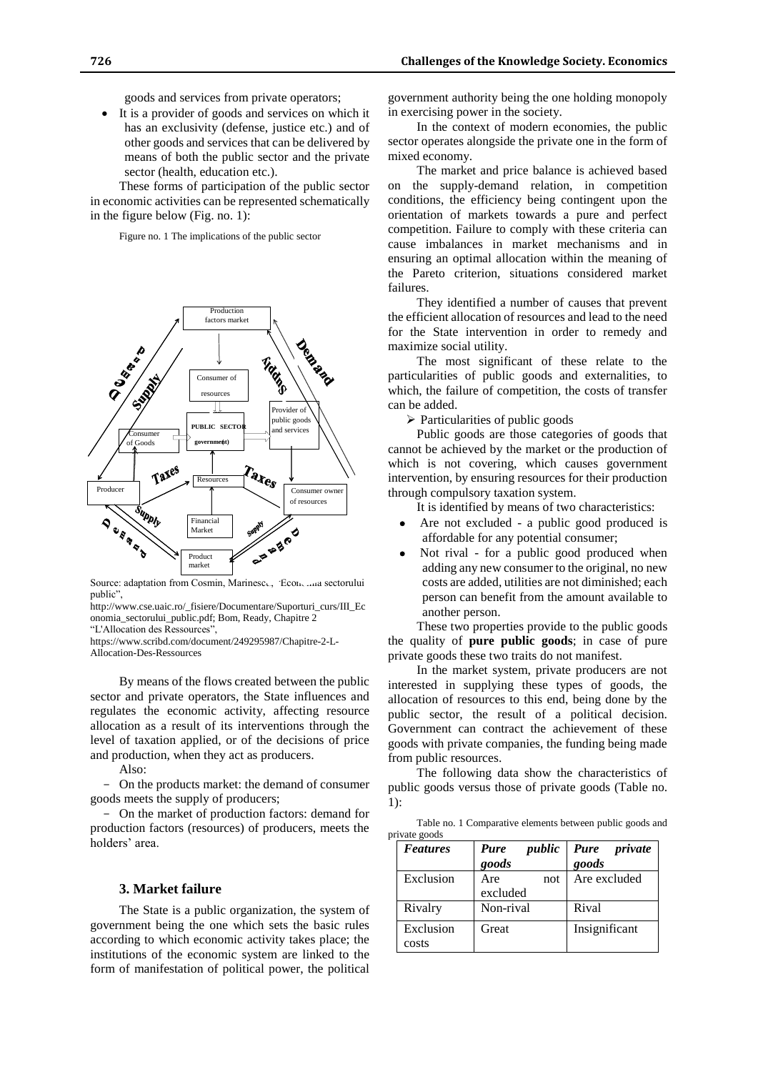goods and services from private operators;

- It is a provider of goods and services on which it has an exclusivity (defense, justice etc.) and of other goods and services that can be delivered by means of both the public sector and the private sector (health, education etc.).

These forms of participation of the public sector in economic activities can be represented schematically in the figure below (Fig. no. 1):

Figure no. 1 The implications of the public sector

Source: adaptation from Cosmin, Marinescu, "Economia sectorului public", http://www.cse.uaic.ro/_fisiere/Documentare/Suporturi_curs/III_Economia_sectorului_public.pdf; Bom, Ready, Chapitre 2 "L'Allocation des Ressources", https://www.scribd.com/document/249295987/Chapitre-2-L-Allocation-Des-Ressources

By means of the flows created between the public sector and private operators, the State influences and regulates the economic activity, affecting resource allocation as a result of its interventions through the level of taxation applied, or of the decisions of price and production, when they act as producers.

Also:

- On the products market: the demand of consumer goods meets the supply of producers;
- On the market of production factors: demand for production factors (resources) of producers, meets the holders' area.

## 3. Market failure

The State is a public organization, the system of government being the one which sets the basic rules according to which economic activity takes place; the institutions of the economic system are linked to the form of manifestation of political power, the political government authority being the one holding monopoly in exercising power in the society.

In the context of modern economies, the public sector operates alongside the private one in the form of mixed economy.

The market and price balance is achieved based on the supply-demand relation, in competition conditions, the efficiency being contingent upon the orientation of markets towards a pure and perfect competition. Failure to comply with these criteria can cause imbalances in market mechanisms and in ensuring an optimal allocation within the meaning of the Pareto criterion, situations considered market failures.

They identified a number of causes that prevent the efficient allocation of resources and lead to the need for the State intervention in order to remedy and maximize social utility.

The most significant of these relate to the particularities of public goods and externalities, to which, the failure of competition, the costs of transfer can be added.

- Particularities of public goods

Public goods are those categories of goods that cannot be achieved by the market or the production of which is not covering, which causes government intervention, by ensuring resources for their production through compulsory taxation system.

It is identified by means of two characteristics:

- Are not excluded - a public good produced is affordable for any potential consumer;
- Not rival - for a public good produced when adding any new consumer to the original, no new costs are added, utilities are not diminished; each person can benefit from the amount available to another person.

These two properties provide to the public goods the quality of **pure public goods**; in case of pure private goods these two traits do not manifest.

In the market system, private producers are not interested in supplying these types of goods, the allocation of resources to this end, being done by the public sector, the result of a political decision. Government can contract the achievement of these goods with private companies, the funding being made from public resources.

The following data show the characteristics of public goods versus those of private goods (Table no. 1):

Table no. 1 Comparative elements between public goods and private goods

| ***Features*** | ***Pure public goods*** | ***Pure private goods*** |
|---|---|---|
| Exclusion | Are not excluded | Are excluded |
| Rivalry | Non-rival | Rival |
| Exclusion costs | Great | Insignificant |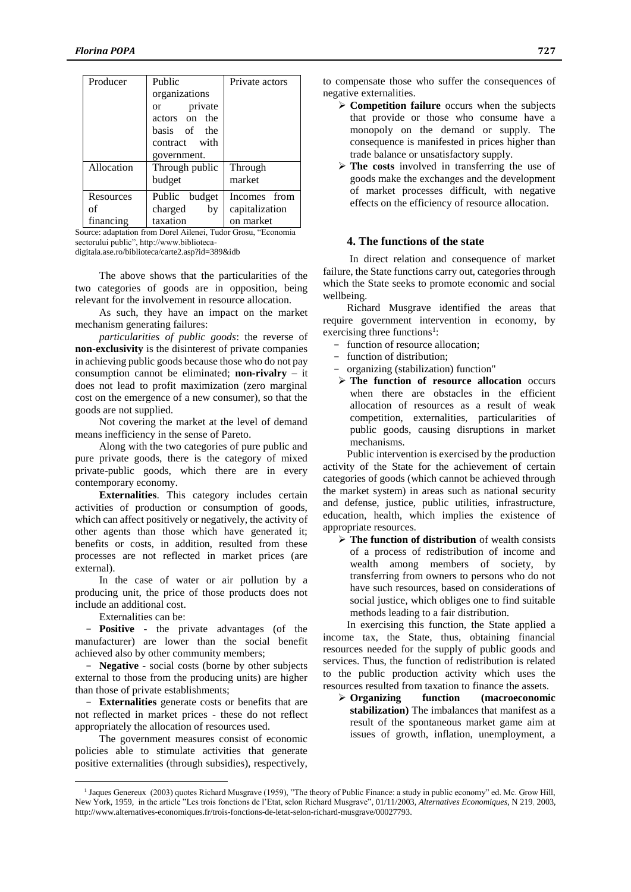| Producer | Public organizations or private actors on the basis of the contract with government. | Private actors |
|---|---|---|
| Allocation | Through public budget | Through market |
| Resources of financing | Public budget charged by taxation | Incomes from capitalization on market |

Source: adaptation from Dorel Ailenei, Tudor Grosu, "Economia sectorului public", http://www.biblioteca-digitala.ase.ro/biblioteca/carte2.asp?id=389&idb

The above shows that the particularities of the two categories of goods are in opposition, being relevant for the involvement in resource allocation.

As such, they have an impact on the market mechanism generating failures:

*particularities of public goods*: the reverse of **non-exclusivity** is the disinterest of private companies in achieving public goods because those who do not pay consumption cannot be eliminated; **non-rivalry** – it does not lead to profit maximization (zero marginal cost on the emergence of a new consumer), so that the goods are not supplied.

Not covering the market at the level of demand means inefficiency in the sense of Pareto.

Along with the two categories of pure public and pure private goods, there is the category of mixed private-public goods, which there are in every contemporary economy.

**Externalities**. This category includes certain activities of production or consumption of goods, which can affect positively or negatively, the activity of other agents than those which have generated it; benefits or costs, in addition, resulted from these processes are not reflected in market prices (are external).

In the case of water or air pollution by a producing unit, the price of those products does not include an additional cost.

Externalities can be:

- **Positive** - the private advantages (of the manufacturer) are lower than the social benefit achieved also by other community members;
- **Negative** - social costs (borne by other subjects external to those from the producing units) are higher than those of private establishments;
- **Externalities** generate costs or benefits that are not reflected in market prices - these do not reflect appropriately the allocation of resources used.

The government measures consist of economic policies able to stimulate activities that generate positive externalities (through subsidies), respectively, to compensate those who suffer the consequences of negative externalities.

- **Competition failure** occurs when the subjects that provide or those who consume have a monopoly on the demand or supply. The consequence is manifested in prices higher than trade balance or unsatisfactory supply.
- **The costs** involved in transferring the use of goods make the exchanges and the development of market processes difficult, with negative effects on the efficiency of resource allocation.

## 4. The functions of the state

In direct relation and consequence of market failure, the State functions carry out, categories through which the State seeks to promote economic and social wellbeing.

Richard Musgrave identified the areas that require government intervention in economy, by exercising three functions[1]:

- function of resource allocation;
- function of distribution;
- organizing (stabilization) function"

- **The function of resource allocation** occurs when there are obstacles in the efficient allocation of resources as a result of weak competition, externalities, particularities of public goods, causing disruptions in market mechanisms.

Public intervention is exercised by the production activity of the State for the achievement of certain categories of goods (which cannot be achieved through the market system) in areas such as national security and defense, justice, public utilities, infrastructure, education, health, which implies the existence of appropriate resources.

- **The function of distribution** of wealth consists of a process of redistribution of income and wealth among members of society, by transferring from owners to persons who do not have such resources, based on considerations of social justice, which obliges one to find suitable methods leading to a fair distribution.

In exercising this function, the State applied a income tax, the State, thus, obtaining financial resources needed for the supply of public goods and services. Thus, the function of redistribution is related to the public production activity which uses the resources resulted from taxation to finance the assets.

- **Organizing function (macroeconomic stabilization)** The imbalances that manifest as a result of the spontaneous market game aim at issues of growth, inflation, unemployment, a

[1] Jaques Genereux (2003) quotes Richard Musgrave (1959), "The theory of Public Finance: a study in public economy" ed. Mc. Grow Hill, New York, 1959, in the article "Les trois fonctions de l'Etat, selon Richard Musgrave", 01/11/2003, *Alternatives Economiques*, N 219, 2003, http://www.alternatives-economiques.fr/trois-fonctions-de-letat-selon-richard-musgrave/00027793.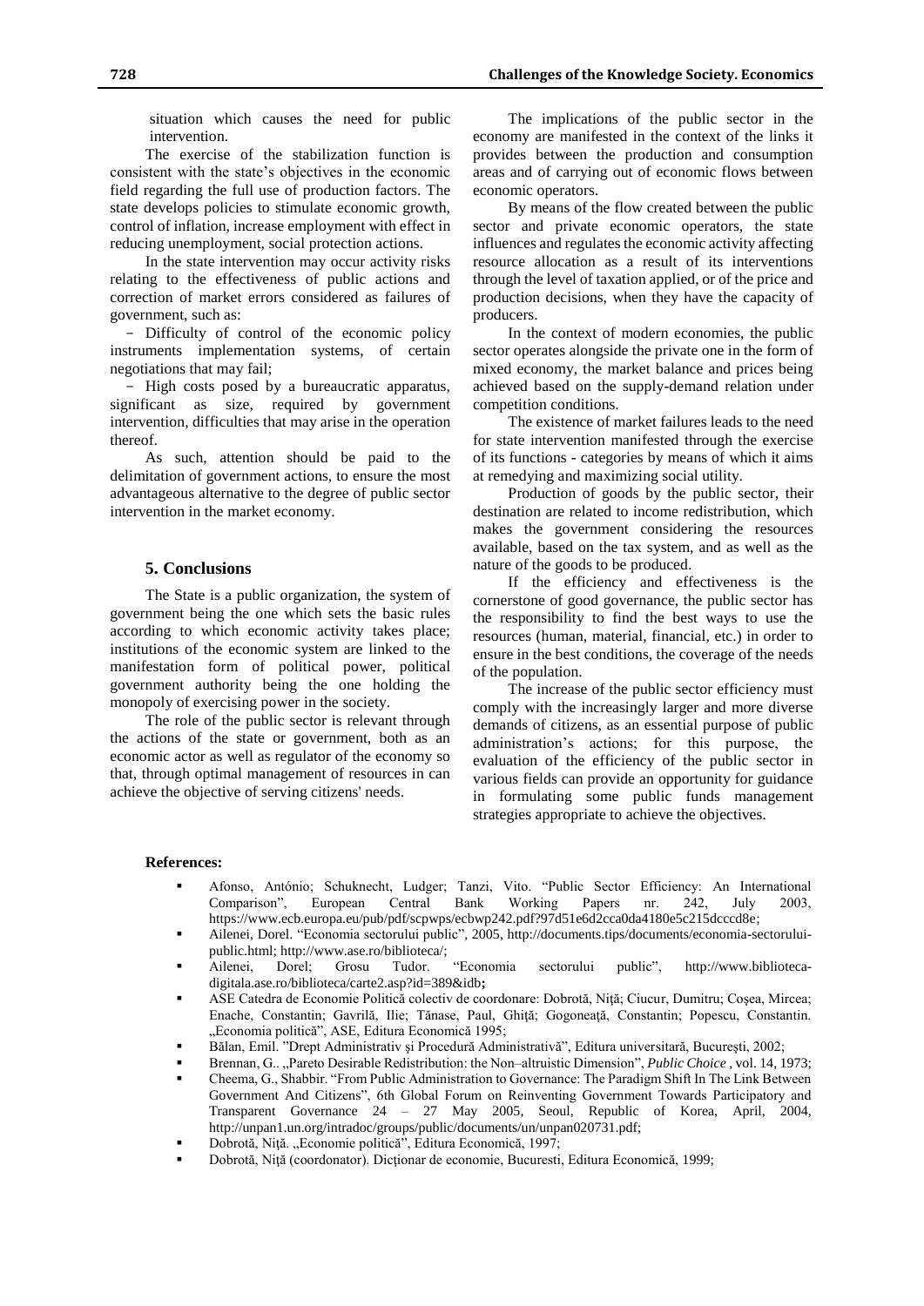situation which causes the need for public intervention.

The exercise of the stabilization function is consistent with the state's objectives in the economic field regarding the full use of production factors. The state develops policies to stimulate economic growth, control of inflation, increase employment with effect in reducing unemployment, social protection actions.

In the state intervention may occur activity risks relating to the effectiveness of public actions and correction of market errors considered as failures of government, such as:

- Difficulty of control of the economic policy instruments implementation systems, of certain negotiations that may fail;
- High costs posed by a bureaucratic apparatus, significant as size, required by government intervention, difficulties that may arise in the operation thereof.

As such, attention should be paid to the delimitation of government actions, to ensure the most advantageous alternative to the degree of public sector intervention in the market economy.

## 5. Conclusions

The State is a public organization, the system of government being the one which sets the basic rules according to which economic activity takes place; institutions of the economic system are linked to the manifestation form of political power, political government authority being the one holding the monopoly of exercising power in the society.

The role of the public sector is relevant through the actions of the state or government, both as an economic actor as well as regulator of the economy so that, through optimal management of resources in can achieve the objective of serving citizens' needs.

The implications of the public sector in the economy are manifested in the context of the links it provides between the production and consumption areas and of carrying out of economic flows between economic operators.

By means of the flow created between the public sector and private economic operators, the state influences and regulates the economic activity affecting resource allocation as a result of its interventions through the level of taxation applied, or of the price and production decisions, when they have the capacity of producers.

In the context of modern economies, the public sector operates alongside the private one in the form of mixed economy, the market balance and prices being achieved based on the supply-demand relation under competition conditions.

The existence of market failures leads to the need for state intervention manifested through the exercise of its functions - categories by means of which it aims at remedying and maximizing social utility.

Production of goods by the public sector, their destination are related to income redistribution, which makes the government considering the resources available, based on the tax system, and as well as the nature of the goods to be produced.

If the efficiency and effectiveness is the cornerstone of good governance, the public sector has the responsibility to find the best ways to use the resources (human, material, financial, etc.) in order to ensure in the best conditions, the coverage of the needs of the population.

The increase of the public sector efficiency must comply with the increasingly larger and more diverse demands of citizens, as an essential purpose of public administration's actions; for this purpose, the evaluation of the efficiency of the public sector in various fields can provide an opportunity for guidance in formulating some public funds management strategies appropriate to achieve the objectives.

**References:**

- Afonso, António; Schuknecht, Ludger; Tanzi, Vito. "Public Sector Efficiency: An International Comparison", European Central Bank Working Papers nr. 242, July 2003, https://www.ecb.europa.eu/pub/pdf/scpwps/ecbwp242.pdf?97d51e6d2cca0da4180e5c215dcccd8e;
- Ailenei, Dorel. "Economia sectorului public", 2005, http://documents.tips/documents/economia-sectorului-public.html; http://www.ase.ro/biblioteca/;
- Ailenei, Dorel; Grosu Tudor. "Economia sectorului public", http://www.biblioteca-digitala.ase.ro/biblioteca/carte2.asp?id=389&idb**;**
- ASE Catedra de Economie Politică colectiv de coordonare: Dobrotă, Niţă; Ciucur, Dumitru; Coşea, Mircea; Enache, Constantin; Gavrilă, Ilie; Tănase, Paul, Ghiţă; Gogoneaţă, Constantin; Popescu, Constantin. „Economia politică", ASE, Editura Economică 1995;
- Bălan, Emil. "Drept Administrativ şi Procedură Administrativă", Editura universitară, Bucureşti, 2002;
- Brennan, G.. „Pareto Desirable Redistribution: the Non–altruistic Dimension", *Public Choice* , vol. 14, 1973;
- Cheema, G., Shabbir. "From Public Administration to Governance: The Paradigm Shift In The Link Between Government And Citizens", 6th Global Forum on Reinventing Government Towards Participatory and Transparent Governance 24 – 27 May 2005, Seoul, Republic of Korea, April, 2004, http://unpan1.un.org/intradoc/groups/public/documents/un/unpan020731.pdf;
- Dobrotă, Niţă. „Economie politică", Editura Economică, 1997;
- Dobrotă, Niţă (coordonator). Dicţionar de economie, Bucuresti, Editura Economică, 1999;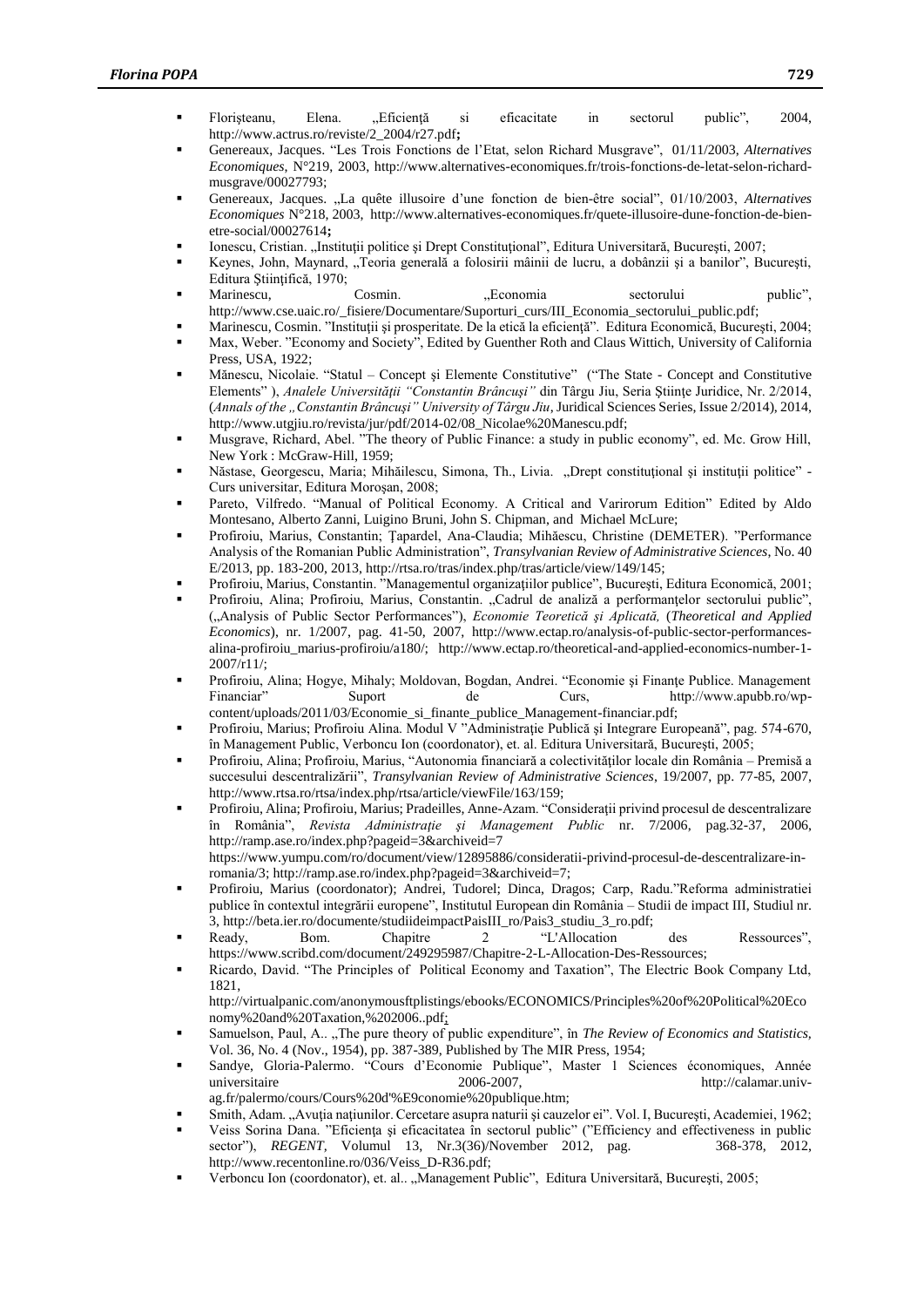- Florişteanu, Elena. „Eficienţă si eficacitate in sectorul public", 2004, http://www.actrus.ro/reviste/2_2004/r27.pdf**;**
- Genereaux, Jacques. "Les Trois Fonctions de l'Etat, selon Richard Musgrave", 01/11/2003, *Alternatives Economiques*, N°219, 2003, http://www.alternatives-economiques.fr/trois-fonctions-de-letat-selon-richard-musgrave/00027793;
- Genereaux, Jacques. „La quête illusoire d'une fonction de bien-être social", 01/10/2003, *Alternatives Economiques* N°218, 2003, http://www.alternatives-economiques.fr/quete-illusoire-dune-fonction-de-bien-etre-social/00027614**;**
- Ionescu, Cristian. „Instituţii politice şi Drept Constituţional", Editura Universitară, Bucureşti, 2007;
- Keynes, John, Maynard, „Teoria generală a folosirii mâinii de lucru, a dobânzii şi a banilor", Bucureşti, Editura Ştiinţifică, 1970;
- Marinescu, Cosmin. „Economia sectorului public", http://www.cse.uaic.ro/_fisiere/Documentare/Suporturi_curs/III_Economia_sectorului_public.pdf;
- Marinescu, Cosmin. "Instituţii şi prosperitate. De la etică la eficienţă". Editura Economică, Bucureşti, 2004;
- Max, Weber. "Economy and Society", Edited by Guenther Roth and Claus Wittich, University of California Press, USA, 1922;
- Mănescu, Nicolaie. "Statul – Concept şi Elemente Constitutive" ("The State - Concept and Constitutive Elements" ), *Analele Universităţii "Constantin Brâncuşi"* din Târgu Jiu, Seria Ştiinţe Juridice, Nr. 2/2014, (*Annals of the „Constantin Brâncuşi" University of Târgu Jiu*, Juridical Sciences Series, Issue 2/2014), 2014, http://www.utgjiu.ro/revista/jur/pdf/2014-02/08_Nicolae%20Manescu.pdf;
- Musgrave, Richard, Abel. "The theory of Public Finance: a study in public economy", ed. Mc. Grow Hill, New York : McGraw-Hill, 1959;
- Năstase, Georgescu, Maria; Mihăilescu, Simona, Th., Livia. „Drept constituţional şi instituţii politice" - Curs universitar, Editura Moroşan, 2008;
- Pareto, Vilfredo. "Manual of Political Economy. A Critical and Varirorum Edition" Edited by Aldo Montesano, Alberto Zanni, Luigino Bruni, John S. Chipman, and Michael McLure;
- Profiroiu, Marius, Constantin; Ţapardel, Ana-Claudia; Mihăescu, Christine (DEMETER). "Performance Analysis of the Romanian Public Administration", *Transylvanian Review of Administrative Sciences*, No. 40 E/2013, pp. 183-200, 2013, http://rtsa.ro/tras/index.php/tras/article/view/149/145;
- Profiroiu, Marius, Constantin. "Managementul organizaţiilor publice", Bucureşti, Editura Economică, 2001;
- Profiroiu, Alina; Profiroiu, Marius, Constantin. „Cadrul de analiză a performanţelor sectorului public", („Analysis of Public Sector Performances"), *Economie Teoretică şi Aplicată,* (*Theoretical and Applied Economics*), nr. 1/2007, pag. 41-50, 2007, http://www.ectap.ro/analysis-of-public-sector-performances-alina-profiroiu_marius-profiroiu/a180/; http://www.ectap.ro/theoretical-and-applied-economics-number-1-2007/r11/;
- Profiroiu, Alina; Hogye, Mihaly; Moldovan, Bogdan, Andrei. "Economie şi Finanţe Publice. Management Financiar" Suport de Curs, http://www.apubb.ro/wp-content/uploads/2011/03/Economie_si_finante_publice_Management-financiar.pdf;
- Profiroiu, Marius; Profiroiu Alina. Modul V "Administraţie Publică şi Integrare Europeană", pag. 574-670, în Management Public, Verboncu Ion (coordonator), et. al. Editura Universitară, Bucureşti, 2005;
- Profiroiu, Alina; Profiroiu, Marius, "Autonomia financiară a colectivităţilor locale din România – Premisă a succesului descentralizării", *Transylvanian Review of Administrative Sciences*, 19/2007, pp. 77-85, 2007, http://www.rtsa.ro/rtsa/index.php/rtsa/article/viewFile/163/159;
- Profiroiu, Alina; Profiroiu, Marius; Pradeilles, Anne-Azam. "Consideraţii privind procesul de descentralizare în România", *Revista Administraţie şi Management Public* nr. 7/2006, pag.32-37, 2006, http://ramp.ase.ro/index.php?pageid=3&archiveid=7 https://www.yumpu.com/ro/document/view/12895886/consideratii-privind-procesul-de-descentralizare-in-romania/3; http://ramp.ase.ro/index.php?pageid=3&archiveid=7;
- Profiroiu, Marius (coordonator); Andrei, Tudorel; Dinca, Dragos; Carp, Radu."Reforma administratiei publice în contextul integrării europene", Institutul European din România – Studii de impact III, Studiul nr. 3, http://beta.ier.ro/documente/studiideimpactPaisIII_ro/Pais3_studiu_3_ro.pdf;
- Ready, Bom. Chapitre 2 "L'Allocation des Ressources", https://www.scribd.com/document/249295987/Chapitre-2-L-Allocation-Des-Ressources;
- Ricardo, David. "The Principles of Political Economy and Taxation", The Electric Book Company Ltd, 1821, http://virtualpanic.com/anonymousftplistings/ebooks/ECONOMICS/Principles%20of%20Political%20Economy%20and%20Taxation,%202006..pdf;
- Samuelson, Paul, A.. „The pure theory of public expenditure", în *The Review of Economics and Statistics,* Vol. 36, No. 4 (Nov., 1954), pp. 387-389, Published by The MIR Press, 1954;
- Sandye, Gloria-Palermo. "Cours d'Economie Publique", Master 1 Sciences économiques, Année universitaire 2006-2007, http://calamar.univ-ag.fr/palermo/cours/Cours%20d'%E9conomie%20publique.htm;
- Smith, Adam. „Avuţia naţiunilor. Cercetare asupra naturii şi cauzelor ei". Vol. I, Bucureşti, Academiei, 1962;
- Veiss Sorina Dana. "Eficienţa şi eficacitatea în sectorul public" ("Efficiency and effectiveness in public sector"), *REGENT,* Volumul 13, Nr.3(36)/November 2012, pag. 368-378, 2012, http://www.recentonline.ro/036/Veiss_D-R36.pdf;
- Verboncu Ion (coordonator), et. al.. „Management Public", Editura Universitară, Bucureşti, 2005;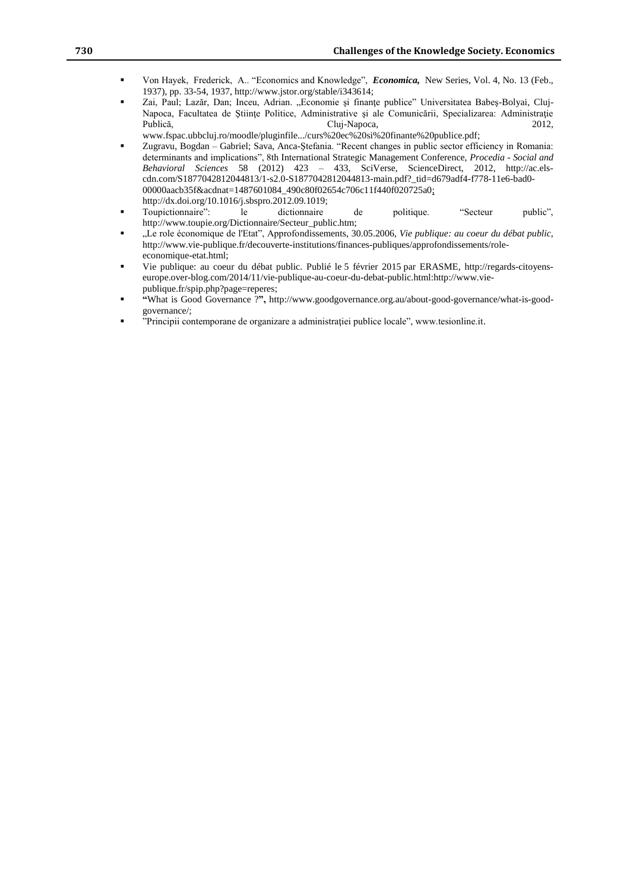- Von Hayek, Frederick, A.. "Economics and Knowledge", ***Economica,*** New Series, Vol. 4, No. 13 (Feb., 1937), pp. 33-54, 1937, http://www.jstor.org/stable/i343614;
- Zai, Paul; Lazăr, Dan; Inceu, Adrian. „Economie şi finanţe publice" Universitatea Babeş-Bolyai, Cluj-Napoca, Facultatea de Ştiinţe Politice, Administrative şi ale Comunicării, Specializarea: Administraţie Publică, Cluj-Napoca, 2012, www.fspac.ubbcluj.ro/moodle/pluginfile.../curs%20ec%20si%20finante%20publice.pdf;
- Zugravu, Bogdan – Gabriel; Sava, Anca-Ştefania. "Recent changes in public sector efficiency in Romania: determinants and implications", 8th International Strategic Management Conference, *Procedia - Social and Behavioral Sciences* 58 (2012) 423 – 433, SciVerse, ScienceDirect, 2012, http://ac.els-cdn.com/S1877042812044813/1-s2.0-S1877042812044813-main.pdf?_tid=d679adf4-f778-11e6-bad0-00000aacb35f&acdnat=1487601084_490c80f02654c706c11f440f020725a0; http://dx.doi.org/10.1016/j.sbspro.2012.09.1019;
- Toupictionnaire": le dictionnaire de politique. "Secteur public", http://www.toupie.org/Dictionnaire/Secteur_public.htm;
- „Le role économique de l'Etat", Approfondissements, 30.05.2006, *Vie publique: au coeur du débat public,* http://www.vie-publique.fr/decouverte-institutions/finances-publiques/approfondissements/role-economique-etat.html;
- Vie publique: au coeur du débat public. Publié le 5 février 2015 par ERASME, http://regards-citoyens-europe.over-blog.com/2014/11/vie-publique-au-coeur-du-debat-public.html:http://www.vie-publique.fr/spip.php?page=reperes;
- **"**What is Good Governance ?**",** http://www.goodgovernance.org.au/about-good-governance/what-is-good-governance/;
- "Principii contemporane de organizare a administraţiei publice locale", www.tesionline.it.